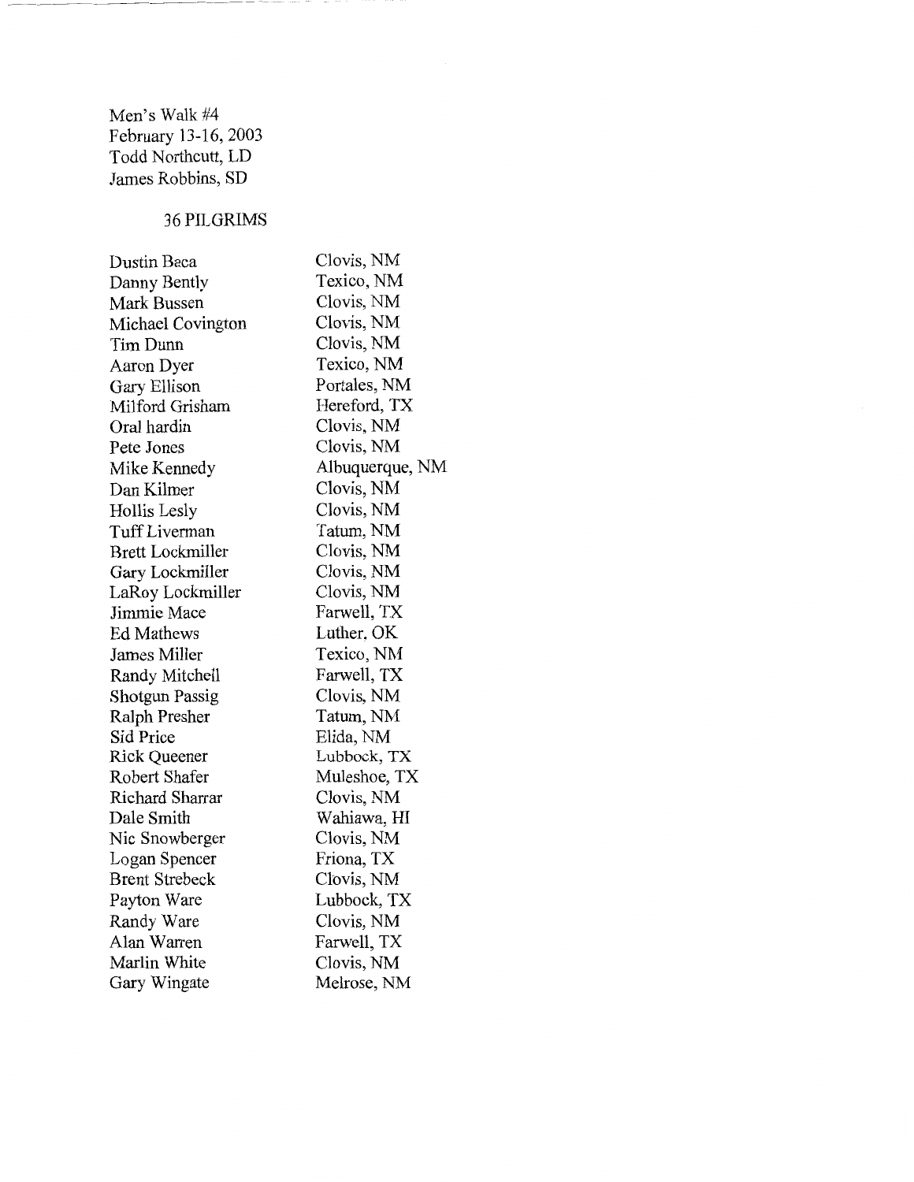Men's Walk #4
February 13-16, 2003
Todd Northcutt, LD
James Robbins, SD

36 PILGRIMS

| | |
|---|---|
| Dustin Baca | Clovis, NM |
| Danny Bently | Texico, NM |
| Mark Bussen | Clovis, NM |
| Michael Covington | Clovis, NM |
| Tim Dunn | Clovis, NM |
| Aaron Dyer | Texico, NM |
| Gary Ellison | Portales, NM |
| Milford Grisham | Hereford, TX |
| Oral hardin | Clovis, NM |
| Pete Jones | Clovis, NM |
| Mike Kennedy | Albuquerque, NM |
| Dan Kilmer | Clovis, NM |
| Hollis Lesly | Clovis, NM |
| Tuff Liverman | Tatum, NM |
| Brett Lockmiller | Clovis, NM |
| Gary Lockmiller | Clovis, NM |
| LaRoy Lockmiller | Clovis, NM |
| Jimmie Mace | Farwell, TX |
| Ed Mathews | Luther, OK |
| James Miller | Texico, NM |
| Randy Mitchell | Farwell, TX |
| Shotgun Passig | Clovis, NM |
| Ralph Presher | Tatum, NM |
| Sid Price | Elida, NM |
| Rick Queener | Lubbock, TX |
| Robert Shafer | Muleshoe, TX |
| Richard Sharrar | Clovis, NM |
| Dale Smith | Wahiawa, HI |
| Nic Snowberger | Clovis, NM |
| Logan Spencer | Friona, TX |
| Brent Strebeck | Clovis, NM |
| Payton Ware | Lubbock, TX |
| Randy Ware | Clovis, NM |
| Alan Warren | Farwell, TX |
| Marlin White | Clovis, NM |
| Gary Wingate | Melrose, NM |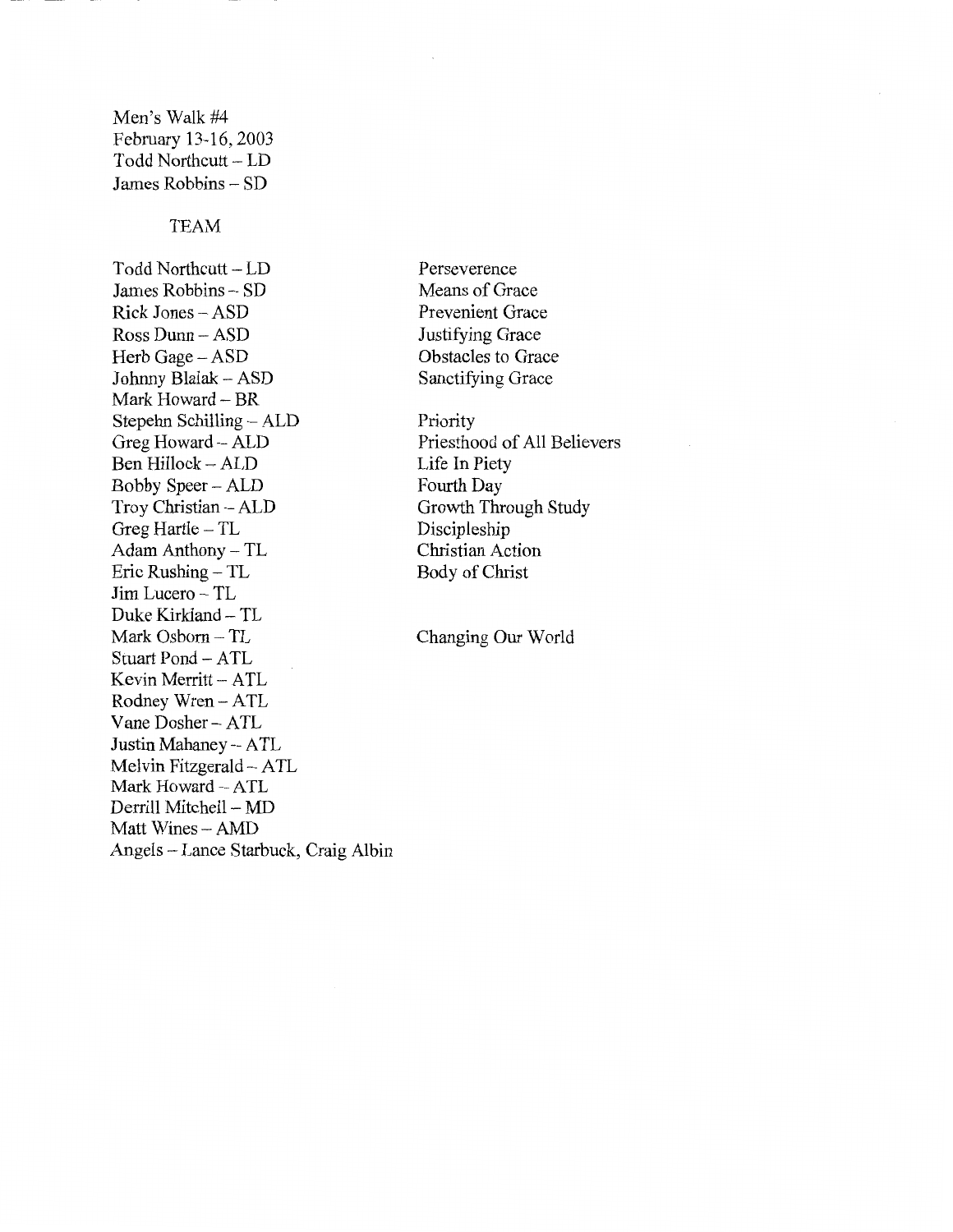Men's Walk #4
February 13-16, 2003
Todd Northcutt – LD
James Robbins – SD

TEAM

| | |
|---|---|
| Todd Northcutt – LD | Perseverence |
| James Robbins – SD | Means of Grace |
| Rick Jones – ASD | Prevenient Grace |
| Ross Dunn – ASD | Justifying Grace |
| Herb Gage – ASD | Obstacles to Grace |
| Johnny Blaiak – ASD | Sanctifying Grace |
| Mark Howard – BR | |
| Stepehn Schilling – ALD | Priority |
| Greg Howard – ALD | Priesthood of All Believers |
| Ben Hillock – ALD | Life In Piety |
| Bobby Speer – ALD | Fourth Day |
| Troy Christian – ALD | Growth Through Study |
| Greg Hartle – TL | Discipleship |
| Adam Anthony – TL | Christian Action |
| Eric Rushing – TL | Body of Christ |
| Jim Lucero – TL | |
| Duke Kirkland – TL | |
| Mark Osborn – TL | Changing Our World |
| Stuart Pond – ATL | |
| Kevin Merritt – ATL | |
| Rodney Wren – ATL | |
| Vane Dosher – ATL | |
| Justin Mahaney – ATL | |
| Melvin Fitzgerald – ATL | |
| Mark Howard – ATL | |
| Derrill Mitchell – MD | |
| Matt Wines – AMD | |
| Angels – Lance Starbuck, Craig Albin | |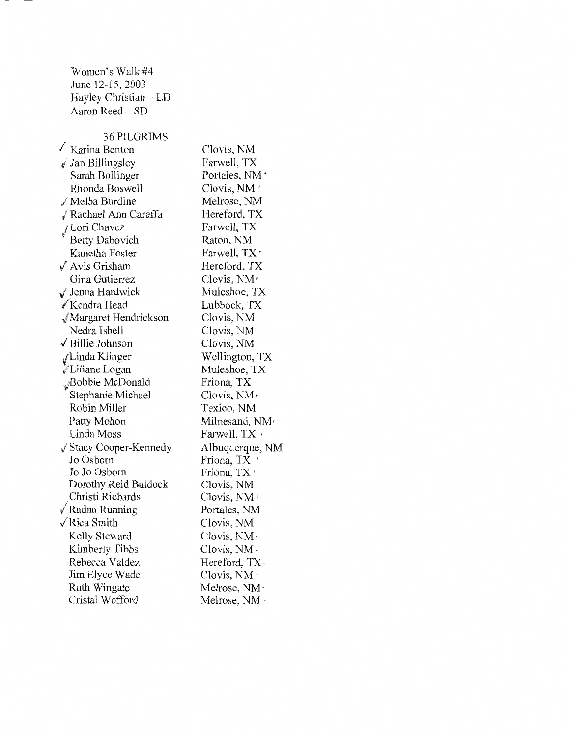Women's Walk #4
June 12-15, 2003
Hayley Christian – LD
Aaron Reed – SD

36 PILGRIMS

| | Name | Location |
|---|---|---|
| ✓ | Karina Benton | Clovis, NM |
| ✓ | Jan Billingsley | Farwell, TX |
| | Sarah Bollinger | Portales, NM |
| | Rhonda Boswell | Clovis, NM |
| ✓ | Melba Burdine | Melrose, NM |
| ✓ | Rachael Ann Caraffa | Hereford, TX |
| ✓ | Lori Chavez | Farwell, TX |
| | Betty Dabovich | Raton, NM |
| | Kanetha Foster | Farwell, TX |
| ✓ | Avis Grisham | Hereford, TX |
| | Gina Gutierrez | Clovis, NM |
| ✓ | Jenna Hardwick | Muleshoe, TX |
| ✓ | Kendra Head | Lubbock, TX |
| ✓ | Margaret Hendrickson | Clovis, NM |
| | Nedra Isbell | Clovis, NM |
| ✓ | Billie Johnson | Clovis, NM |
| ✓ | Linda Klinger | Wellington, TX |
| ✓ | Liliane Logan | Muleshoe, TX |
| ✓ | Bobbie McDonald | Friona, TX |
| | Stephanie Michael | Clovis, NM |
| | Robin Miller | Texico, NM |
| | Patty Mohon | Milnesand, NM |
| | Linda Moss | Farwell, TX |
| ✓ | Stacy Cooper-Kennedy | Albuquerque, NM |
| | Jo Osborn | Friona, TX |
| | Jo Jo Osborn | Friona, TX |
| | Dorothy Reid Baldock | Clovis, NM |
| | Christi Richards | Clovis, NM |
| ✓ | Radna Running | Portales, NM |
| ✓ | Rica Smith | Clovis, NM |
| | Kelly Steward | Clovis, NM |
| | Kimberly Tibbs | Clovis, NM |
| | Rebecca Valdez | Hereford, TX |
| | Jim Elyce Wade | Clovis, NM |
| | Ruth Wingate | Melrose, NM |
| | Cristal Wofford | Melrose, NM |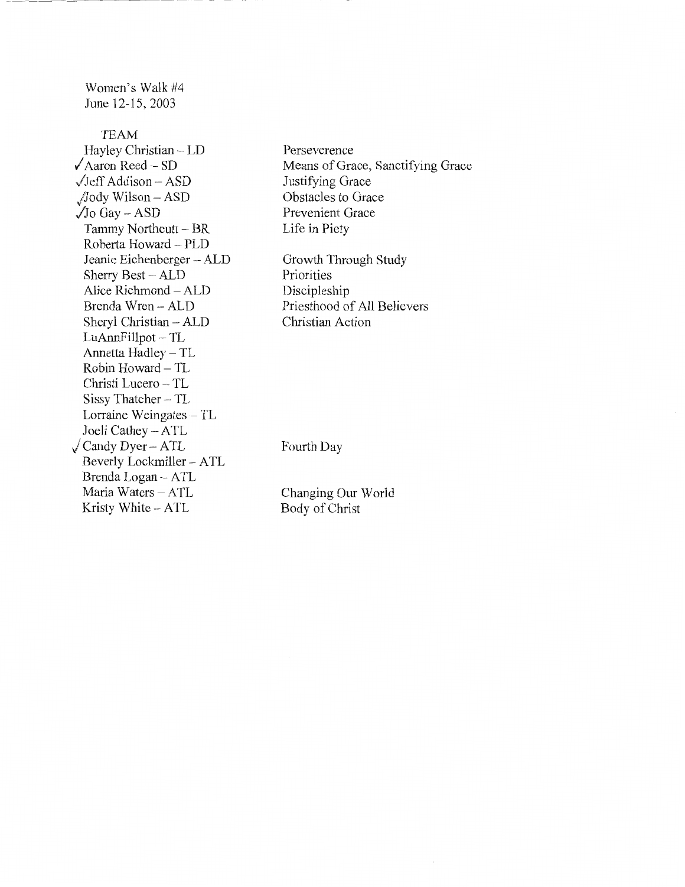Women's Walk #4
June 12-15, 2003

TEAM

| Team Member | Talk |
|---|---|
| Hayley Christian – LD | Perseverence |
| ✓Aaron Reed – SD | Means of Grace, Sanctifying Grace |
| ✓Jeff Addison – ASD | Justifying Grace |
| ✓Jody Wilson – ASD | Obstacles to Grace |
| ✓Jo Gay – ASD | Prevenient Grace |
| Tammy Northcutt – BR | Life in Piety |
| Roberta Howard – PLD | |
| Jeanie Eichenberger – ALD | Growth Through Study |
| Sherry Best – ALD | Priorities |
| Alice Richmond – ALD | Discipleship |
| Brenda Wren – ALD | Priesthood of All Believers |
| Sheryl Christian – ALD | Christian Action |
| LuAnnFillpot – TL | |
| Annetta Hadley – TL | |
| Robin Howard – TL | |
| Christi Lucero – TL | |
| Sissy Thatcher – TL | |
| Lorraine Weingates – TL | |
| Joeli Cathey – ATL | |
| ✓Candy Dyer – ATL | Fourth Day |
| Beverly Lockmiller – ATL | |
| Brenda Logan – ATL | |
| Maria Waters – ATL | Changing Our World |
| Kristy White – ATL | Body of Christ |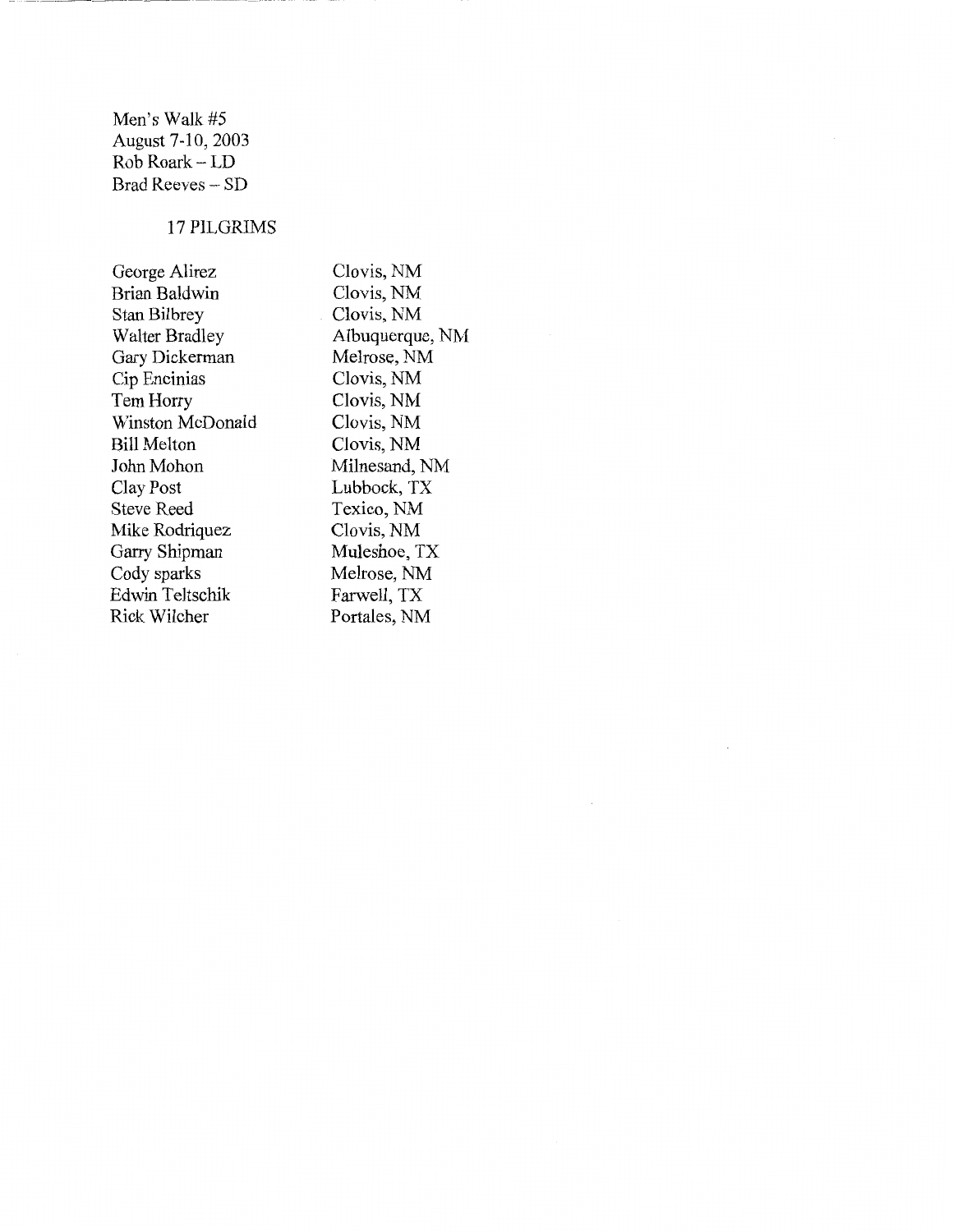Men's Walk #5
August 7-10, 2003
Rob Roark – LD
Brad Reeves – SD

17 PILGRIMS

| | |
|---|---|
| George Alirez | Clovis, NM |
| Brian Baldwin | Clovis, NM |
| Stan Bilbrey | Clovis, NM |
| Walter Bradley | Albuquerque, NM |
| Gary Dickerman | Melrose, NM |
| Cip Encinias | Clovis, NM |
| Tem Horry | Clovis, NM |
| Winston McDonald | Clovis, NM |
| Bill Melton | Clovis, NM |
| John Mohon | Milnesand, NM |
| Clay Post | Lubbock, TX |
| Steve Reed | Texico, NM |
| Mike Rodriquez | Clovis, NM |
| Garry Shipman | Muleshoe, TX |
| Cody sparks | Melrose, NM |
| Edwin Teltschik | Farwell, TX |
| Rick Wilcher | Portales, NM |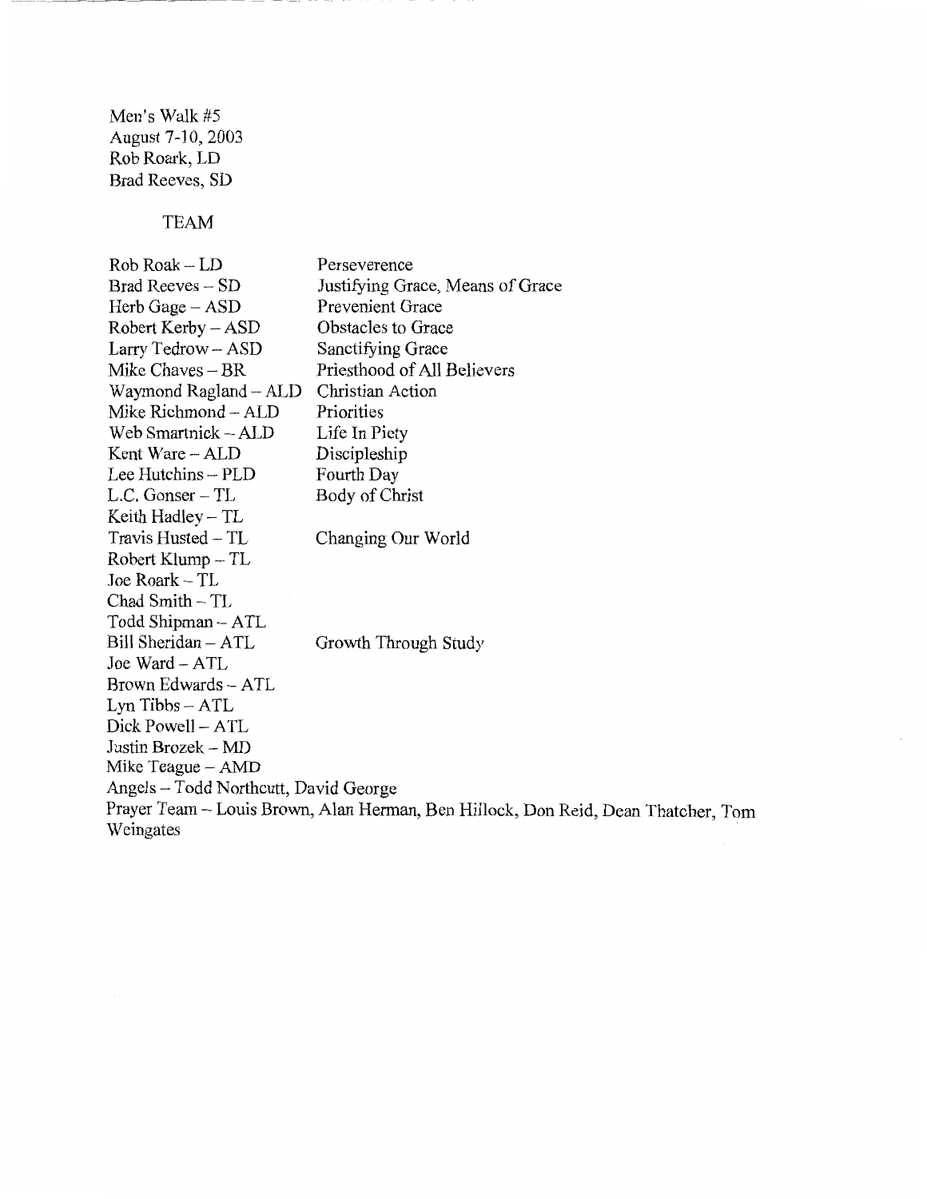Men's Walk #5
August 7-10, 2003
Rob Roark, LD
Brad Reeves, SD

TEAM

| | |
|---|---|
| Rob Roak – LD | Perseverence |
| Brad Reeves – SD | Justifying Grace, Means of Grace |
| Herb Gage – ASD | Prevenient Grace |
| Robert Kerby – ASD | Obstacles to Grace |
| Larry Tedrow – ASD | Sanctifying Grace |
| Mike Chaves – BR | Priesthood of All Believers |
| Waymond Ragland – ALD | Christian Action |
| Mike Richmond – ALD | Priorities |
| Web Smartnick – ALD | Life In Piety |
| Kent Ware – ALD | Discipleship |
| Lee Hutchins – PLD | Fourth Day |
| L.C. Gonser – TL | Body of Christ |
| Keith Hadley – TL | |
| Travis Husted – TL | Changing Our World |
| Robert Klump – TL | |
| Joe Roark – TL | |
| Chad Smith – TL | |
| Todd Shipman – ATL | |
| Bill Sheridan – ATL | Growth Through Study |
| Joe Ward – ATL | |
| Brown Edwards – ATL | |
| Lyn Tibbs – ATL | |
| Dick Powell – ATL | |
| Justin Brozek – MD | |
| Mike Teague – AMD | |

Angels – Todd Northcutt, David George
Prayer Team – Louis Brown, Alan Herman, Ben Hillock, Don Reid, Dean Thatcher, Tom Weingates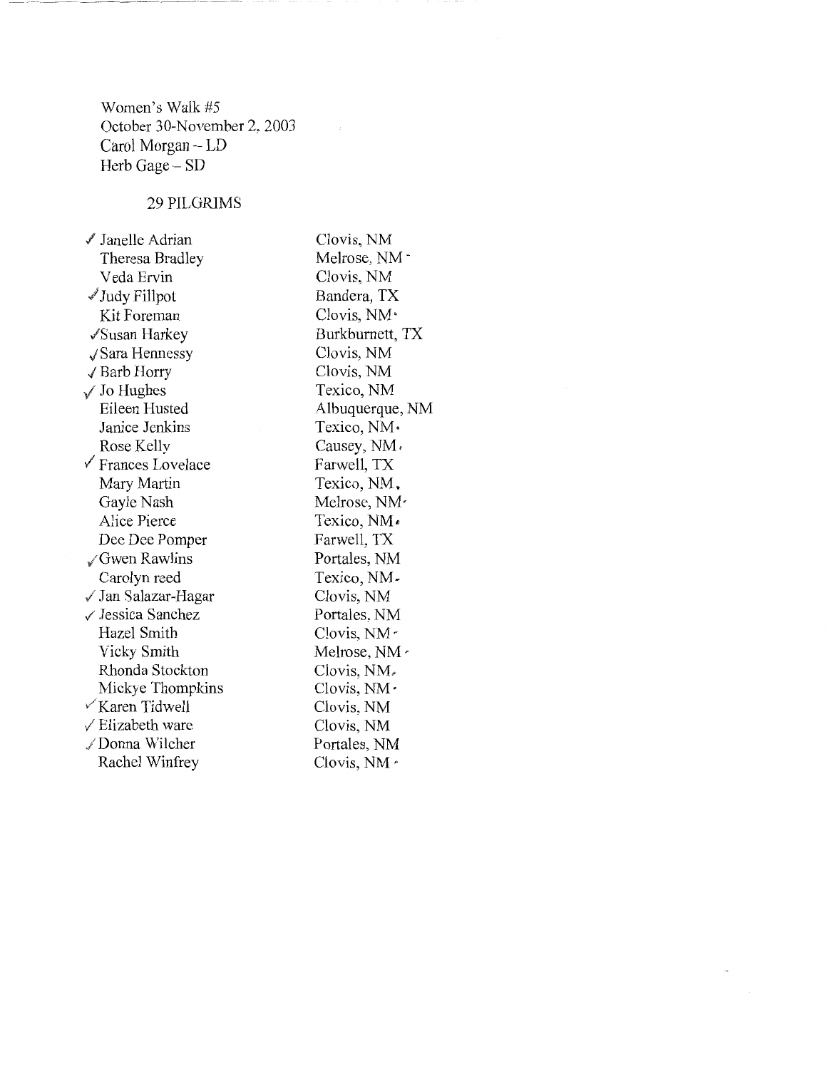Women's Walk #5
October 30-November 2, 2003
Carol Morgan – LD
Herb Gage – SD

29 PILGRIMS

| | |
|---|---|
| ✓ Janelle Adrian | Clovis, NM |
| Theresa Bradley | Melrose, NM |
| Veda Ervin | Clovis, NM |
| ✓ Judy Fillpot | Bandera, TX |
| Kit Foreman | Clovis, NM |
| ✓ Susan Harkey | Burkburnett, TX |
| ✓ Sara Hennessy | Clovis, NM |
| ✓ Barb Horry | Clovis, NM |
| ✓ Jo Hughes | Texico, NM |
| Eileen Husted | Albuquerque, NM |
| Janice Jenkins | Texico, NM |
| Rose Kelly | Causey, NM |
| ✓ Frances Lovelace | Farwell, TX |
| Mary Martin | Texico, NM |
| Gayle Nash | Melrose, NM |
| Alice Pierce | Texico, NM |
| Dee Dee Pomper | Farwell, TX |
| ✓ Gwen Rawlins | Portales, NM |
| Carolyn reed | Texico, NM |
| ✓ Jan Salazar-Hagar | Clovis, NM |
| ✓ Jessica Sanchez | Portales, NM |
| Hazel Smith | Clovis, NM |
| Vicky Smith | Melrose, NM |
| Rhonda Stockton | Clovis, NM |
| Mickye Thompkins | Clovis, NM |
| ✓ Karen Tidwell | Clovis, NM |
| ✓ Elizabeth ware | Clovis, NM |
| ✓ Donna Wilcher | Portales, NM |
| Rachel Winfrey | Clovis, NM |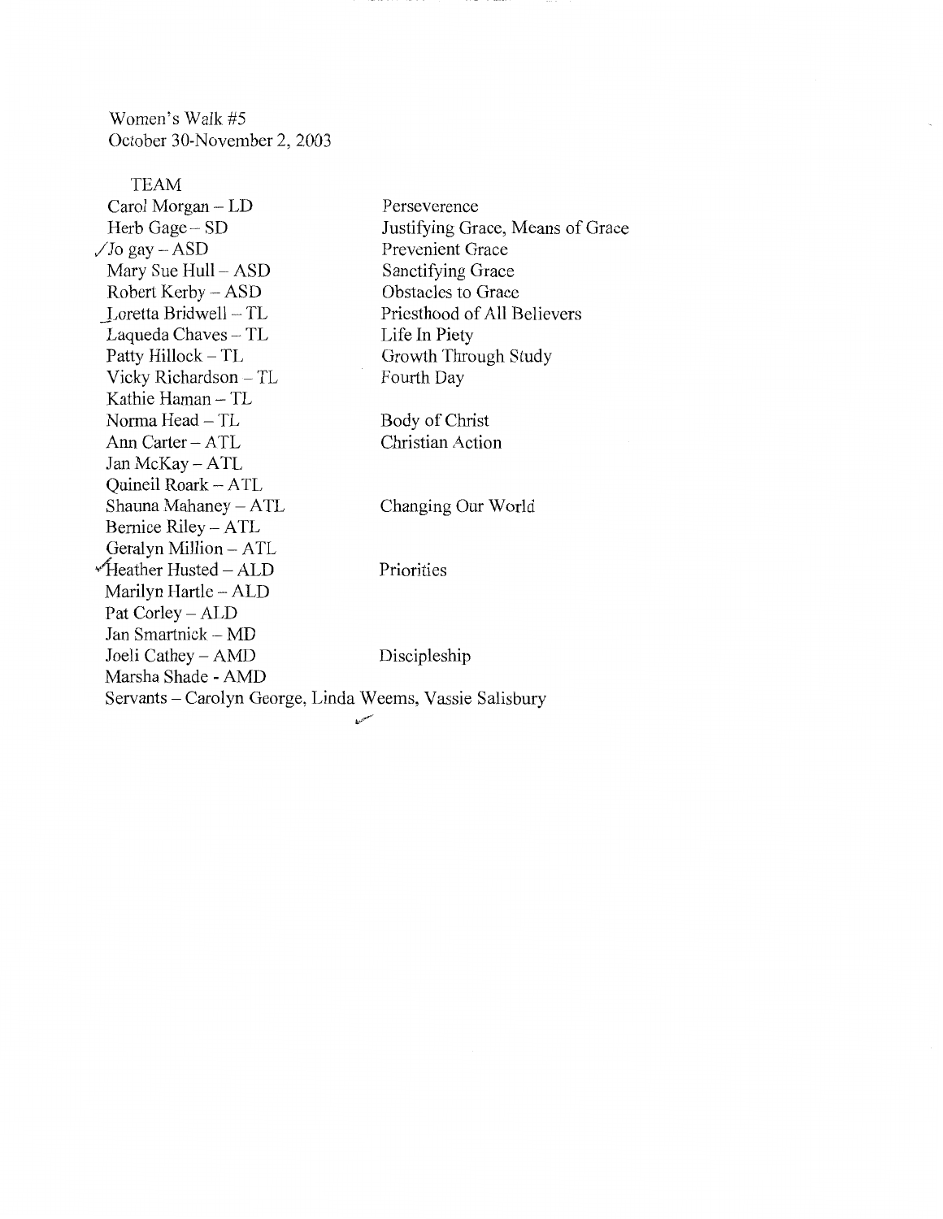Women's Walk #5
October 30-November 2, 2003

TEAM

| | |
|---|---|
| Carol Morgan – LD | Perseverence |
| Herb Gage – SD | Justifying Grace, Means of Grace |
| ✓Jo gay – ASD | Prevenient Grace |
| Mary Sue Hull – ASD | Sanctifying Grace |
| Robert Kerby – ASD | Obstacles to Grace |
| Loretta Bridwell – TL | Priesthood of All Believers |
| Laqueda Chaves – TL | Life In Piety |
| Patty Hillock – TL | Growth Through Study |
| Vicky Richardson – TL | Fourth Day |
| Kathie Haman – TL | |
| Norma Head – TL | Body of Christ |
| Ann Carter – ATL | Christian Action |
| Jan McKay – ATL | |
| Quineil Roark – ATL | |
| Shauna Mahaney – ATL | Changing Our World |
| Bernice Riley – ATL | |
| Geralyn Million – ATL | |
| ✓Heather Husted – ALD | Priorities |
| Marilyn Hartle – ALD | |
| Pat Corley – ALD | |
| Jan Smartnick – MD | |
| Joeli Cathey – AMD | Discipleship |
| Marsha Shade - AMD | |

Servants – Carolyn George, Linda Weems, Vassie Salisbury